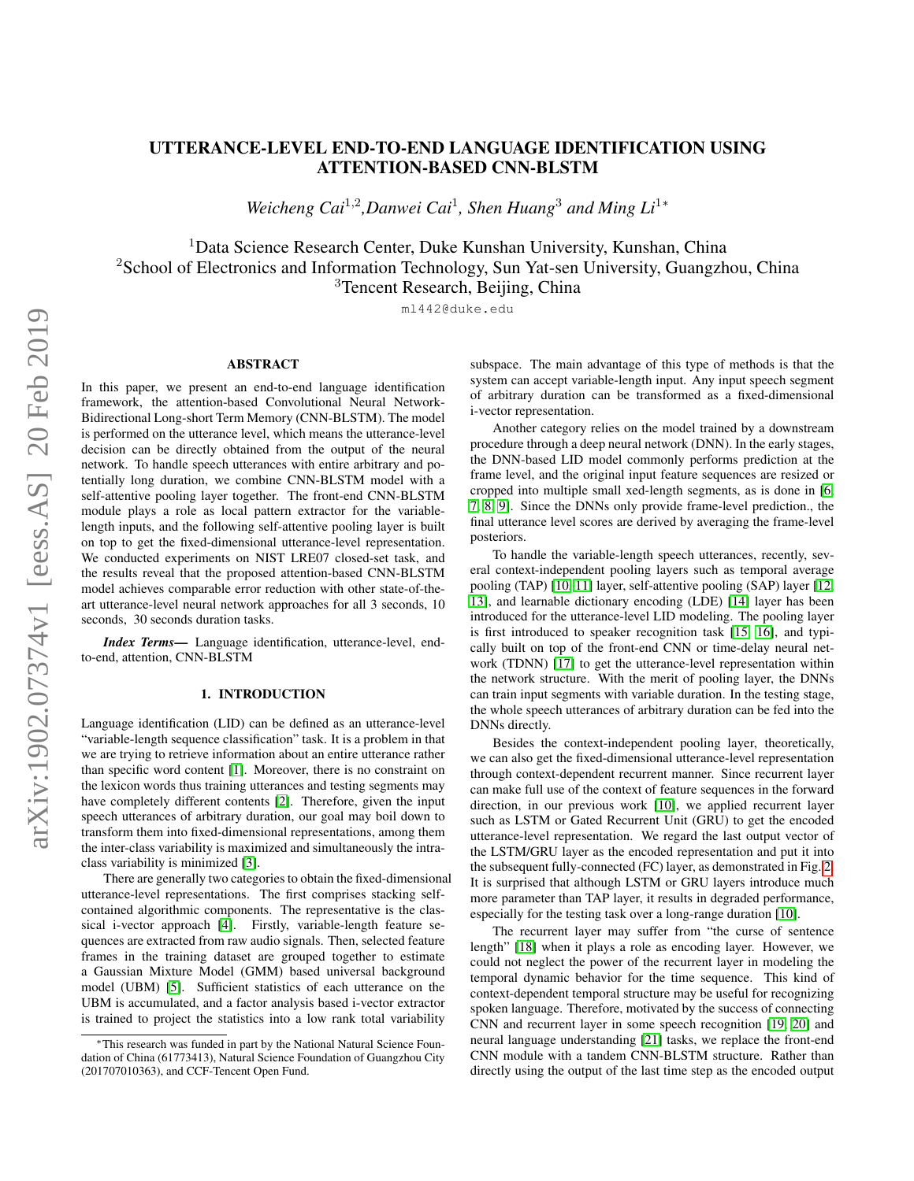# UTTERANCE-LEVEL END-TO-END LANGUAGE IDENTIFICATION USING ATTENTION-BASED CNN-BLSTM

*Weicheng Cai*[1,2], *Danwei Cai*[1], *Shen Huang*[3] *and Ming Li*[1∗]

[1]Data Science Research Center, Duke Kunshan University, Kunshan, China
[2]School of Electronics and Information Technology, Sun Yat-sen University, Guangzhou, China
[3]Tencent Research, Beijing, China

ml442@duke.edu

## ABSTRACT

In this paper, we present an end-to-end language identification framework, the attention-based Convolutional Neural Network-Bidirectional Long-short Term Memory (CNN-BLSTM). The model is performed on the utterance level, which means the utterance-level decision can be directly obtained from the output of the neural network. To handle speech utterances with entire arbitrary and potentially long duration, we combine CNN-BLSTM model with a self-attentive pooling layer together. The front-end CNN-BLSTM module plays a role as local pattern extractor for the variable-length inputs, and the following self-attentive pooling layer is built on top to get the fixed-dimensional utterance-level representation. We conducted experiments on NIST LRE07 closed-set task, and the results reveal that the proposed attention-based CNN-BLSTM model achieves comparable error reduction with other state-of-the-art utterance-level neural network approaches for all 3 seconds, 10 seconds, 30 seconds duration tasks.

***Index Terms*—** Language identification, utterance-level, end-to-end, attention, CNN-BLSTM

## 1. INTRODUCTION

Language identification (LID) can be defined as an utterance-level "variable-length sequence classification" task. It is a problem in that we are trying to retrieve information about an entire utterance rather than specific word content [1]. Moreover, there is no constraint on the lexicon words thus training utterances and testing segments may have completely different contents [2]. Therefore, given the input speech utterances of arbitrary duration, our goal may boil down to transform them into fixed-dimensional representations, among them the inter-class variability is maximized and simultaneously the intra-class variability is minimized [3].

There are generally two categories to obtain the fixed-dimensional utterance-level representations. The first comprises stacking self-contained algorithmic components. The representative is the classical i-vector approach [4]. Firstly, variable-length feature sequences are extracted from raw audio signals. Then, selected feature frames in the training dataset are grouped together to estimate a Gaussian Mixture Model (GMM) based universal background model (UBM) [5]. Sufficient statistics of each utterance on the UBM is accumulated, and a factor analysis based i-vector extractor is trained to project the statistics into a low rank total variability subspace. The main advantage of this type of methods is that the system can accept variable-length input. Any input speech segment of arbitrary duration can be transformed as a fixed-dimensional i-vector representation.

Another category relies on the model trained by a downstream procedure through a deep neural network (DNN). In the early stages, the DNN-based LID model commonly performs prediction at the frame level, and the original input feature sequences are resized or cropped into multiple small xed-length segments, as is done in [6, 7, 8, 9]. Since the DNNs only provide frame-level prediction., the final utterance level scores are derived by averaging the frame-level posteriors.

To handle the variable-length speech utterances, recently, several context-independent pooling layers such as temporal average pooling (TAP) [10, 11] layer, self-attentive pooling (SAP) layer [12, 13], and learnable dictionary encoding (LDE) [14] layer has been introduced for the utterance-level LID modeling. The pooling layer is first introduced to speaker recognition task [15, 16], and typically built on top of the front-end CNN or time-delay neural network (TDNN) [17] to get the utterance-level representation within the network structure. With the merit of pooling layer, the DNNs can train input segments with variable duration. In the testing stage, the whole speech utterances of arbitrary duration can be fed into the DNNs directly.

Besides the context-independent pooling layer, theoretically, we can also get the fixed-dimensional utterance-level representation through context-dependent recurrent manner. Since recurrent layer can make full use of the context of feature sequences in the forward direction, in our previous work [10], we applied recurrent layer such as LSTM or Gated Recurrent Unit (GRU) to get the encoded utterance-level representation. We regard the last output vector of the LSTM/GRU layer as the encoded representation and put it into the subsequent fully-connected (FC) layer, as demonstrated in Fig. 2. It is surprised that although LSTM or GRU layers introduce much more parameter than TAP layer, it results in degraded performance, especially for the testing task over a long-range duration [10].

The recurrent layer may suffer from "the curse of sentence length" [18] when it plays a role as encoding layer. However, we could not neglect the power of the recurrent layer in modeling the temporal dynamic behavior for the time sequence. This kind of context-dependent temporal structure may be useful for recognizing spoken language. Therefore, motivated by the success of connecting CNN and recurrent layer in some speech recognition [19, 20] and neural language understanding [21] tasks, we replace the front-end CNN module with a tandem CNN-BLSTM structure. Rather than directly using the output of the last time step as the encoded output

∗This research was funded in part by the National Natural Science Foundation of China (61773413), Natural Science Foundation of Guangzhou City (201707010363), and CCF-Tencent Open Fund.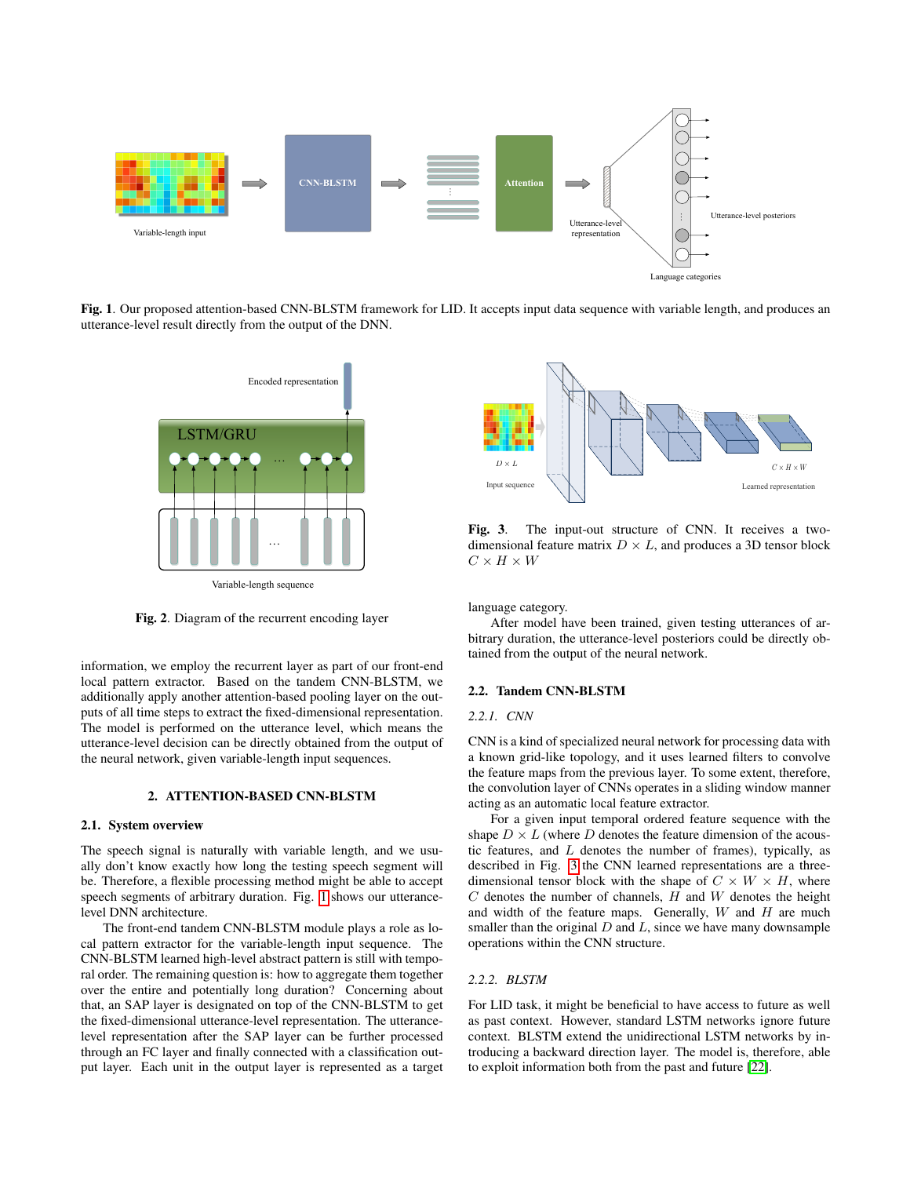Fig. 1. Our proposed attention-based CNN-BLSTM framework for LID. It accepts input data sequence with variable length, and produces an utterance-level result directly from the output of the DNN.

Fig. 2. Diagram of the recurrent encoding layer

Fig. 3. The input-out structure of CNN. It receives a two-dimensional feature matrix $D \times L$, and produces a 3D tensor block $C \times H \times W$

information, we employ the recurrent layer as part of our front-end local pattern extractor. Based on the tandem CNN-BLSTM, we additionally apply another attention-based pooling layer on the outputs of all time steps to extract the fixed-dimensional representation. The model is performed on the utterance level, which means the utterance-level decision can be directly obtained from the output of the neural network, given variable-length input sequences.

## 2. ATTENTION-BASED CNN-BLSTM

### 2.1. System overview

The speech signal is naturally with variable length, and we usually don't know exactly how long the testing speech segment will be. Therefore, a flexible processing method might be able to accept speech segments of arbitrary duration. Fig. 1 shows our utterance-level DNN architecture.

The front-end tandem CNN-BLSTM module plays a role as local pattern extractor for the variable-length input sequence. The CNN-BLSTM learned high-level abstract pattern is still with temporal order. The remaining question is: how to aggregate them together over the entire and potentially long duration? Concerning about that, an SAP layer is designated on top of the CNN-BLSTM to get the fixed-dimensional utterance-level representation. The utterance-level representation after the SAP layer can be further processed through an FC layer and finally connected with a classification output layer. Each unit in the output layer is represented as a target language category.

After model have been trained, given testing utterances of arbitrary duration, the utterance-level posteriors could be directly obtained from the output of the neural network.

### 2.2. Tandem CNN-BLSTM

#### *2.2.1. CNN*

CNN is a kind of specialized neural network for processing data with a known grid-like topology, and it uses learned filters to convolve the feature maps from the previous layer. To some extent, therefore, the convolution layer of CNNs operates in a sliding window manner acting as an automatic local feature extractor.

For a given input temporal ordered feature sequence with the shape $D \times L$ (where $D$ denotes the feature dimension of the acoustic features, and $L$ denotes the number of frames), typically, as described in Fig. 3 the CNN learned representations are a three-dimensional tensor block with the shape of $C \times W \times H$, where $C$ denotes the number of channels, $H$ and $W$ denotes the height and width of the feature maps. Generally, $W$ and $H$ are much smaller than the original $D$ and $L$, since we have many downsample operations within the CNN structure.

#### *2.2.2. BLSTM*

For LID task, it might be beneficial to have access to future as well as past context. However, standard LSTM networks ignore future context. BLSTM extend the unidirectional LSTM networks by introducing a backward direction layer. The model is, therefore, able to exploit information both from the past and future [22].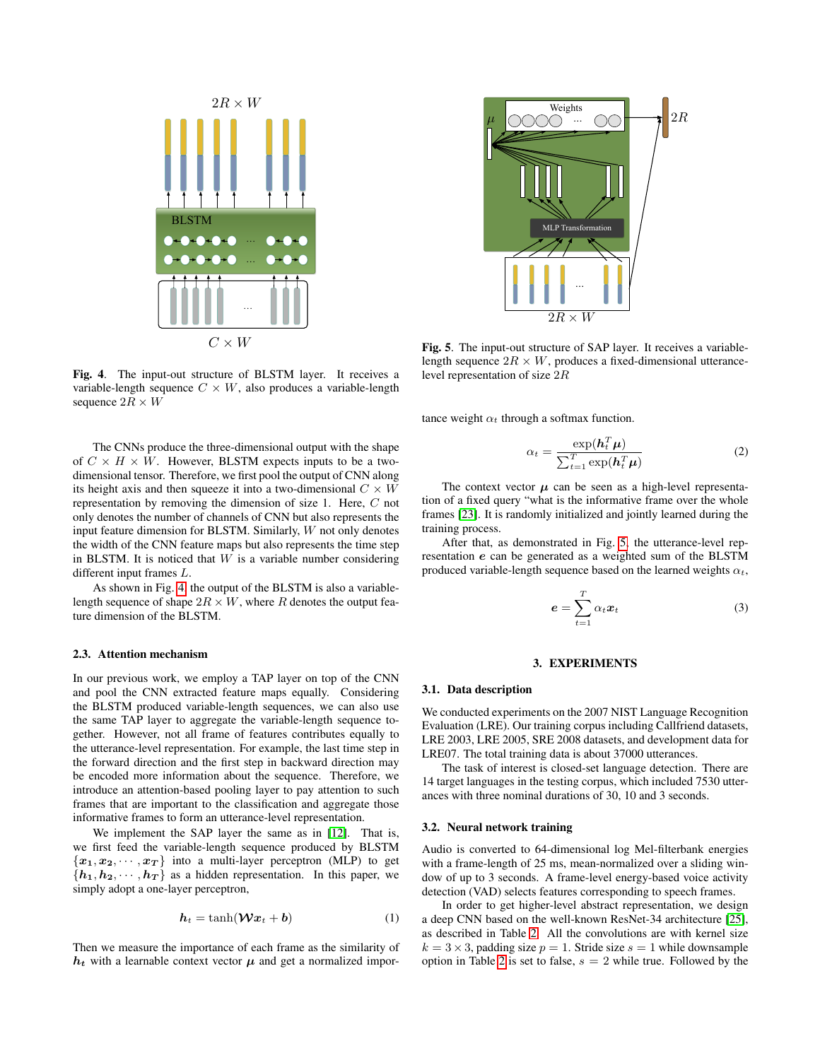Fig. 4. The input-out structure of BLSTM layer. It receives a variable-length sequence $C \times W$, also produces a variable-length sequence $2R \times W$

The CNNs produce the three-dimensional output with the shape of $C \times H \times W$. However, BLSTM expects inputs to be a two-dimensional tensor. Therefore, we first pool the output of CNN along its height axis and then squeeze it into a two-dimensional $C \times W$ representation by removing the dimension of size 1. Here, $C$ not only denotes the number of channels of CNN but also represents the input feature dimension for BLSTM. Similarly, $W$ not only denotes the width of the CNN feature maps but also represents the time step in BLSTM. It is noticed that $W$ is a variable number considering different input frames $L$.

As shown in Fig. 4, the output of the BLSTM is also a variable-length sequence of shape $2R \times W$, where $R$ denotes the output feature dimension of the BLSTM.

### 2.3. Attention mechanism

In our previous work, we employ a TAP layer on top of the CNN and pool the CNN extracted feature maps equally. Considering the BLSTM produced variable-length sequences, we can also use the same TAP layer to aggregate the variable-length sequence together. However, not all frame of features contributes equally to the utterance-level representation. For example, the last time step in the forward direction and the first step in backward direction may be encoded more information about the sequence. Therefore, we introduce an attention-based pooling layer to pay attention to such frames that are important to the classification and aggregate those informative frames to form an utterance-level representation.

We implement the SAP layer the same as in [12]. That is, we first feed the variable-length sequence produced by BLSTM $\{\boldsymbol{x_1}, \boldsymbol{x_2}, \cdots, \boldsymbol{x_T}\}$ into a multi-layer perceptron (MLP) to get $\{\boldsymbol{h_1}, \boldsymbol{h_2}, \cdots, \boldsymbol{h_T}\}$ as a hidden representation. In this paper, we simply adopt a one-layer perceptron,

$$\boldsymbol{h}_t = \tanh(\boldsymbol{\mathcal{W}}\boldsymbol{x}_t + \boldsymbol{b}) \tag{1}$$

Then we measure the importance of each frame as the similarity of $\boldsymbol{h_t}$ with a learnable context vector $\boldsymbol{\mu}$ and get a normalized importance weight $\alpha_t$ through a softmax function.

Fig. 5. The input-out structure of SAP layer. It receives a variable-length sequence $2R \times W$, produces a fixed-dimensional utterance-level representation of size $2R$

$$\alpha_t = \frac{\exp(\boldsymbol{h}_t^T \boldsymbol{\mu})}{\sum_{t=1}^{T} \exp(\boldsymbol{h}_t^T \boldsymbol{\mu})} \tag{2}$$

The context vector $\boldsymbol{\mu}$ can be seen as a high-level representation of a fixed query "what is the informative frame over the whole frames [23]. It is randomly initialized and jointly learned during the training process.

After that, as demonstrated in Fig. 5, the utterance-level representation $\boldsymbol{e}$ can be generated as a weighted sum of the BLSTM produced variable-length sequence based on the learned weights $\alpha_t$,

$$\boldsymbol{e} = \sum_{t=1}^{T} \alpha_t \boldsymbol{x}_t \tag{3}$$

## 3. EXPERIMENTS

### 3.1. Data description

We conducted experiments on the 2007 NIST Language Recognition Evaluation (LRE). Our training corpus including Callfriend datasets, LRE 2003, LRE 2005, SRE 2008 datasets, and development data for LRE07. The total training data is about 37000 utterances.

The task of interest is closed-set language detection. There are 14 target languages in the testing corpus, which included 7530 utterances with three nominal durations of 30, 10 and 3 seconds.

### 3.2. Neural network training

Audio is converted to 64-dimensional log Mel-filterbank energies with a frame-length of 25 ms, mean-normalized over a sliding window of up to 3 seconds. A frame-level energy-based voice activity detection (VAD) selects features corresponding to speech frames.

In order to get higher-level abstract representation, we design a deep CNN based on the well-known ResNet-34 architecture [25], as described in Table 2. All the convolutions are with kernel size $k = 3 \times 3$, padding size $p = 1$. Stride size $s = 1$ while downsample option in Table 2 is set to false, $s = 2$ while true. Followed by the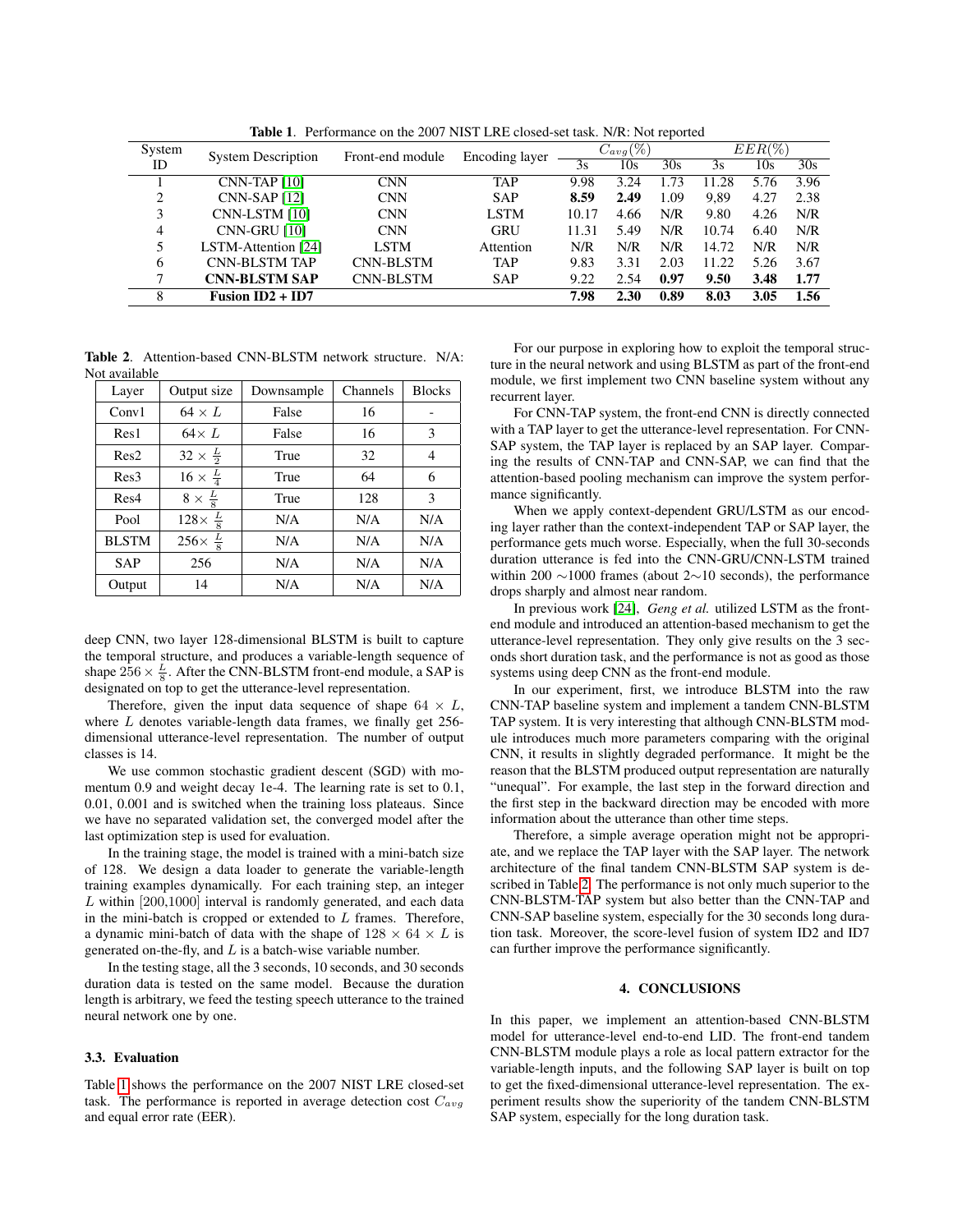**Table 1**. Performance on the 2007 NIST LRE closed-set task. N/R: Not reported

| System ID | System Description | Front-end module | Encoding layer | $C_{avg}(\%)$ | | | $EER(\%)$ | | |
|---|---|---|---|---|---|---|---|---|---|
| | | | | 3s | 10s | 30s | 3s | 10s | 30s |
| 1 | CNN-TAP [10] | CNN | TAP | 9.98 | 3.24 | 1.73 | 11.28 | 5.76 | 3.96 |
| 2 | CNN-SAP [12] | CNN | SAP | **8.59** | **2.49** | 1.09 | 9,89 | 4.27 | 2.38 |
| 3 | CNN-LSTM [10] | CNN | LSTM | 10.17 | 4.66 | N/R | 9.80 | 4.26 | N/R |
| 4 | CNN-GRU [10] | CNN | GRU | 11.31 | 5.49 | N/R | 10.74 | 6.40 | N/R |
| 5 | LSTM-Attention [24] | LSTM | Attention | N/R | N/R | N/R | 14.72 | N/R | N/R |
| 6 | CNN-BLSTM TAP | CNN-BLSTM | TAP | 9.83 | 3.31 | 2.03 | 11.22 | 5.26 | 3.67 |
| 7 | **CNN-BLSTM SAP** | CNN-BLSTM | SAP | 9.22 | 2.54 | **0.97** | **9.50** | **3.48** | **1.77** |
| 8 | **Fusion ID2 + ID7** | | | **7.98** | **2.30** | **0.89** | **8.03** | **3.05** | **1.56** |

**Table 2**. Attention-based CNN-BLSTM network structure. N/A: Not available

| Layer | Output size | Downsample | Channels | Blocks |
|---|---|---|---|---|
| Conv1 | $64 \times L$ | False | 16 | - |
| Res1 | $64 \times L$ | False | 16 | 3 |
| Res2 | $32 \times \frac{L}{2}$ | True | 32 | 4 |
| Res3 | $16 \times \frac{L}{4}$ | True | 64 | 6 |
| Res4 | $8 \times \frac{L}{8}$ | True | 128 | 3 |
| Pool | $128 \times \frac{L}{8}$ | N/A | N/A | N/A |
| BLSTM | $256 \times \frac{L}{8}$ | N/A | N/A | N/A |
| SAP | 256 | N/A | N/A | N/A |
| Output | 14 | N/A | N/A | N/A |

deep CNN, two layer 128-dimensional BLSTM is built to capture the temporal structure, and produces a variable-length sequence of shape $256 \times \frac{L}{8}$. After the CNN-BLSTM front-end module, a SAP is designated on top to get the utterance-level representation.

Therefore, given the input data sequence of shape $64 \times L$, where $L$ denotes variable-length data frames, we finally get 256-dimensional utterance-level representation. The number of output classes is 14.

We use common stochastic gradient descent (SGD) with momentum 0.9 and weight decay 1e-4. The learning rate is set to 0.1, 0.01, 0.001 and is switched when the training loss plateaus. Since we have no separated validation set, the converged model after the last optimization step is used for evaluation.

In the training stage, the model is trained with a mini-batch size of 128. We design a data loader to generate the variable-length training examples dynamically. For each training step, an integer $L$ within [200,1000] interval is randomly generated, and each data in the mini-batch is cropped or extended to $L$ frames. Therefore, a dynamic mini-batch of data with the shape of $128 \times 64 \times L$ is generated on-the-fly, and $L$ is a batch-wise variable number.

In the testing stage, all the 3 seconds, 10 seconds, and 30 seconds duration data is tested on the same model. Because the duration length is arbitrary, we feed the testing speech utterance to the trained neural network one by one.

### 3.3. Evaluation

Table 1 shows the performance on the 2007 NIST LRE closed-set task. The performance is reported in average detection cost $C_{avg}$ and equal error rate (EER).

For our purpose in exploring how to exploit the temporal structure in the neural network and using BLSTM as part of the front-end module, we first implement two CNN baseline system without any recurrent layer.

For CNN-TAP system, the front-end CNN is directly connected with a TAP layer to get the utterance-level representation. For CNN-SAP system, the TAP layer is replaced by an SAP layer. Comparing the results of CNN-TAP and CNN-SAP, we can find that the attention-based pooling mechanism can improve the system performance significantly.

When we apply context-dependent GRU/LSTM as our encoding layer rather than the context-independent TAP or SAP layer, the performance gets much worse. Especially, when the full 30-seconds duration utterance is fed into the CNN-GRU/CNN-LSTM trained within 200 $\sim$1000 frames (about 2$\sim$10 seconds), the performance drops sharply and almost near random.

In previous work [24], *Geng et al.* utilized LSTM as the front-end module and introduced an attention-based mechanism to get the utterance-level representation. They only give results on the 3 seconds short duration task, and the performance is not as good as those systems using deep CNN as the front-end module.

In our experiment, first, we introduce BLSTM into the raw CNN-TAP baseline system and implement a tandem CNN-BLSTM TAP system. It is very interesting that although CNN-BLSTM module introduces much more parameters comparing with the original CNN, it results in slightly degraded performance. It might be the reason that the BLSTM produced output representation are naturally "unequal". For example, the last step in the forward direction and the first step in the backward direction may be encoded with more information about the utterance than other time steps.

Therefore, a simple average operation might not be appropriate, and we replace the TAP layer with the SAP layer. The network architecture of the final tandem CNN-BLSTM SAP system is described in Table 2. The performance is not only much superior to the CNN-BLSTM-TAP system but also better than the CNN-TAP and CNN-SAP baseline system, especially for the 30 seconds long duration task. Moreover, the score-level fusion of system ID2 and ID7 can further improve the performance significantly.

## 4. CONCLUSIONS

In this paper, we implement an attention-based CNN-BLSTM model for utterance-level end-to-end LID. The front-end tandem CNN-BLSTM module plays a role as local pattern extractor for the variable-length inputs, and the following SAP layer is built on top to get the fixed-dimensional utterance-level representation. The experiment results show the superiority of the tandem CNN-BLSTM SAP system, especially for the long duration task.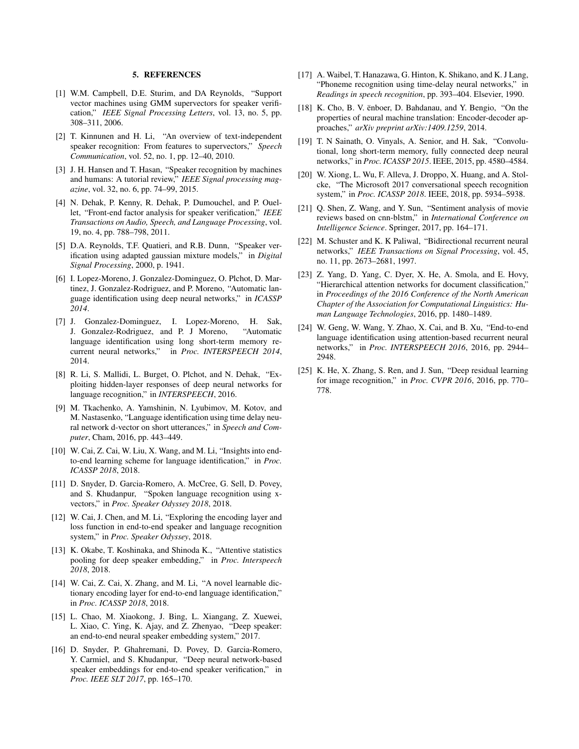## 5. REFERENCES

[1] W.M. Campbell, D.E. Sturim, and DA Reynolds, "Support vector machines using GMM supervectors for speaker verification," *IEEE Signal Processing Letters*, vol. 13, no. 5, pp. 308–311, 2006.

[2] T. Kinnunen and H. Li, "An overview of text-independent speaker recognition: From features to supervectors," *Speech Communication*, vol. 52, no. 1, pp. 12–40, 2010.

[3] J. H. Hansen and T. Hasan, "Speaker recognition by machines and humans: A tutorial review," *IEEE Signal processing magazine*, vol. 32, no. 6, pp. 74–99, 2015.

[4] N. Dehak, P. Kenny, R. Dehak, P. Dumouchel, and P. Ouellet, "Front-end factor analysis for speaker verification," *IEEE Transactions on Audio, Speech, and Language Processing*, vol. 19, no. 4, pp. 788–798, 2011.

[5] D.A. Reynolds, T.F. Quatieri, and R.B. Dunn, "Speaker verification using adapted gaussian mixture models," in *Digital Signal Processing*, 2000, p. 1941.

[6] I. Lopez-Moreno, J. Gonzalez-Dominguez, O. Plchot, D. Martinez, J. Gonzalez-Rodriguez, and P. Moreno, "Automatic language identification using deep neural networks," in *ICASSP 2014*.

[7] J. Gonzalez-Dominguez, I. Lopez-Moreno, H. Sak, J. Gonzalez-Rodriguez, and P. J Moreno, "Automatic language identification using long short-term memory recurrent neural networks," in *Proc. INTERSPEECH 2014*, 2014.

[8] R. Li, S. Mallidi, L. Burget, O. Plchot, and N. Dehak, "Exploiting hidden-layer responses of deep neural networks for language recognition," in *INTERSPEECH*, 2016.

[9] M. Tkachenko, A. Yamshinin, N. Lyubimov, M. Kotov, and M. Nastasenko, "Language identification using time delay neural network d-vector on short utterances," in *Speech and Computer*, Cham, 2016, pp. 443–449.

[10] W. Cai, Z. Cai, W. Liu, X. Wang, and M. Li, "Insights into end-to-end learning scheme for language identification," in *Proc. ICASSP 2018*, 2018.

[11] D. Snyder, D. Garcia-Romero, A. McCree, G. Sell, D. Povey, and S. Khudanpur, "Spoken language recognition using x-vectors," in *Proc. Speaker Odyssey 2018*, 2018.

[12] W. Cai, J. Chen, and M. Li, "Exploring the encoding layer and loss function in end-to-end speaker and language recognition system," in *Proc. Speaker Odyssey*, 2018.

[13] K. Okabe, T. Koshinaka, and Shinoda K., "Attentive statistics pooling for deep speaker embedding," in *Proc. Interspeech 2018*, 2018.

[14] W. Cai, Z. Cai, X. Zhang, and M. Li, "A novel learnable dictionary encoding layer for end-to-end language identification," in *Proc. ICASSP 2018*, 2018.

[15] L. Chao, M. Xiaokong, J. Bing, L. Xiangang, Z. Xuewei, L. Xiao, C. Ying, K. Ajay, and Z. Zhenyao, "Deep speaker: an end-to-end neural speaker embedding system," 2017.

[16] D. Snyder, P. Ghahremani, D. Povey, D. Garcia-Romero, Y. Carmiel, and S. Khudanpur, "Deep neural network-based speaker embeddings for end-to-end speaker verification," in *Proc. IEEE SLT 2017*, pp. 165–170.

[17] A. Waibel, T. Hanazawa, G. Hinton, K. Shikano, and K. J Lang, "Phoneme recognition using time-delay neural networks," in *Readings in speech recognition*, pp. 393–404. Elsevier, 1990.

[18] K. Cho, B. V. ënboer, D. Bahdanau, and Y. Bengio, "On the properties of neural machine translation: Encoder-decoder approaches," *arXiv preprint arXiv:1409.1259*, 2014.

[19] T. N Sainath, O. Vinyals, A. Senior, and H. Sak, "Convolutional, long short-term memory, fully connected deep neural networks," in *Proc. ICASSP 2015*. IEEE, 2015, pp. 4580–4584.

[20] W. Xiong, L. Wu, F. Alleva, J. Droppo, X. Huang, and A. Stolcke, "The Microsoft 2017 conversational speech recognition system," in *Proc. ICASSP 2018*. IEEE, 2018, pp. 5934–5938.

[21] Q. Shen, Z. Wang, and Y. Sun, "Sentiment analysis of movie reviews based on cnn-blstm," in *International Conference on Intelligence Science*. Springer, 2017, pp. 164–171.

[22] M. Schuster and K. K Paliwal, "Bidirectional recurrent neural networks," *IEEE Transactions on Signal Processing*, vol. 45, no. 11, pp. 2673–2681, 1997.

[23] Z. Yang, D. Yang, C. Dyer, X. He, A. Smola, and E. Hovy, "Hierarchical attention networks for document classification," in *Proceedings of the 2016 Conference of the North American Chapter of the Association for Computational Linguistics: Human Language Technologies*, 2016, pp. 1480–1489.

[24] W. Geng, W. Wang, Y. Zhao, X. Cai, and B. Xu, "End-to-end language identification using attention-based recurrent neural networks," in *Proc. INTERSPEECH 2016*, 2016, pp. 2944–2948.

[25] K. He, X. Zhang, S. Ren, and J. Sun, "Deep residual learning for image recognition," in *Proc. CVPR 2016*, 2016, pp. 770–778.